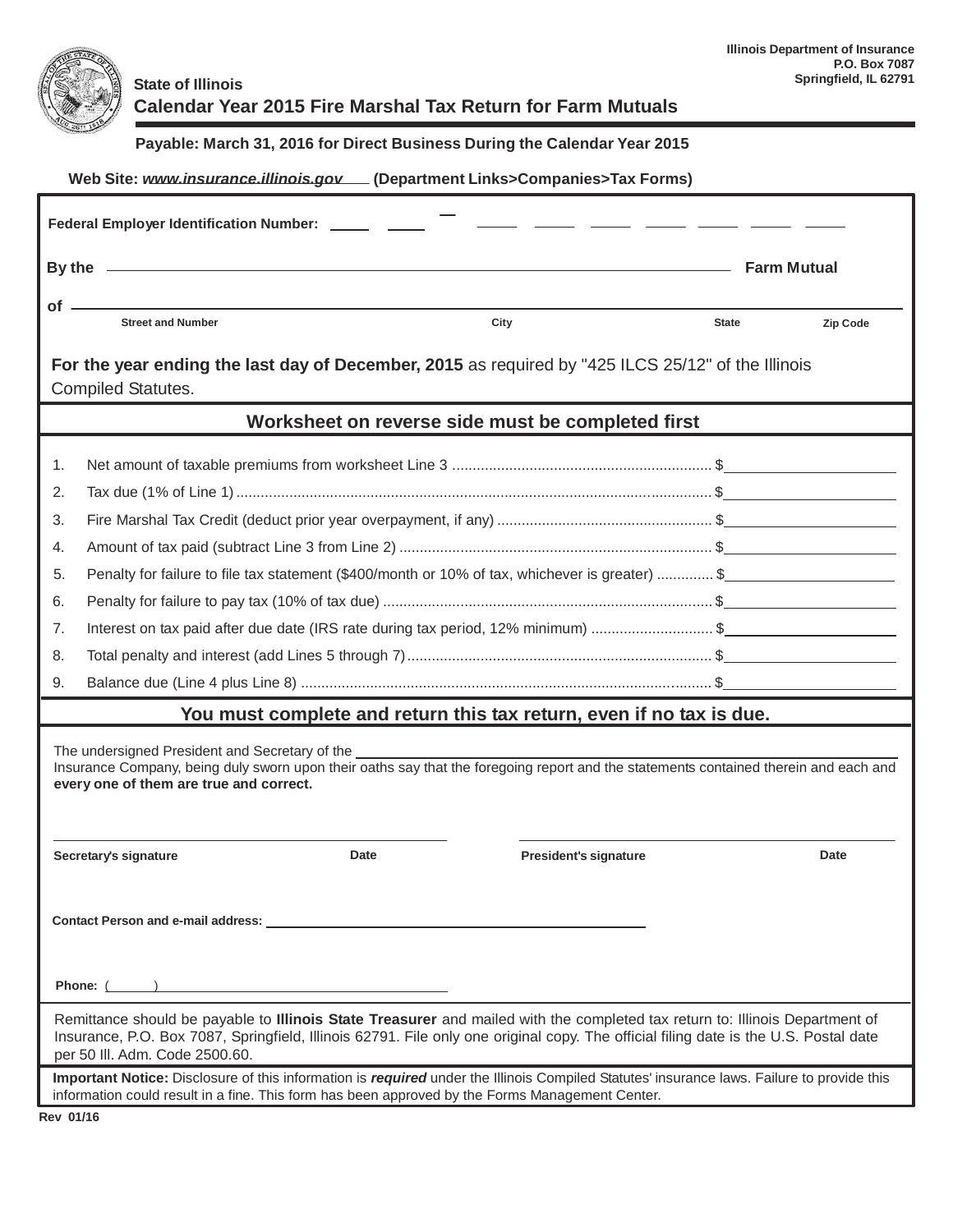Illinois Department of Insurance
P.O. Box 7087
Springfield, IL 62791

State of Illinois

# Calendar Year 2015 Fire Marshal Tax Return for Farm Mutuals

**Payable: March 31, 2016 for Direct Business During the Calendar Year 2015**

**Web Site: *www.insurance.illinois.gov* (Department Links>Companies>Tax Forms)**

**Federal Employer Identification Number:** ____ ____ – ____ ____ ____ ____ ____ ____ ____

**By the** ______________________________________________ **Farm Mutual**

**of** ______________________________________________

Street and Number | City | State | Zip Code

**For the year ending the last day of December, 2015** as required by "425 ILCS 25/12" of the Illinois Compiled Statutes.

## Worksheet on reverse side must be completed first

1. Net amount of taxable premiums from worksheet Line 3 ................................................................ $____________
2. Tax due (1% of Line 1) ................................................................................................................... $____________
3. Fire Marshal Tax Credit (deduct prior year overpayment, if any) ..................................................... $____________
4. Amount of tax paid (subtract Line 3 from Line 2) ............................................................................ $____________
5. Penalty for failure to file tax statement ($400/month or 10% of tax, whichever is greater) ............. $____________
6. Penalty for failure to pay tax (10% of tax due) ................................................................................ $____________
7. Interest on tax paid after due date (IRS rate during tax period, 12% minimum) ............................. $____________
8. Total penalty and interest (add Lines 5 through 7) .......................................................................... $____________
9. Balance due (Line 4 plus Line 8) ..................................................................................................... $____________

## You must complete and return this tax return, even if no tax is due.

The undersigned President and Secretary of the ______________________________________________ Insurance Company, being duly sworn upon their oaths say that the foregoing report and the statements contained therein and each and **every one of them are true and correct.**

______________________________ ______________________________

**Secretary's signature** **Date** **President's signature** **Date**

**Contact Person and e-mail address:** ______________________________

**Phone:** (      ) ______________________________

Remittance should be payable to **Illinois State Treasurer** and mailed with the completed tax return to: Illinois Department of Insurance, P.O. Box 7087, Springfield, Illinois 62791. File only one original copy. The official filing date is the U.S. Postal date per 50 Ill. Adm. Code 2500.60.

**Important Notice:** Disclosure of this information is ***required*** under the Illinois Compiled Statutes' insurance laws. Failure to provide this information could result in a fine. This form has been approved by the Forms Management Center.

**Rev 01/16**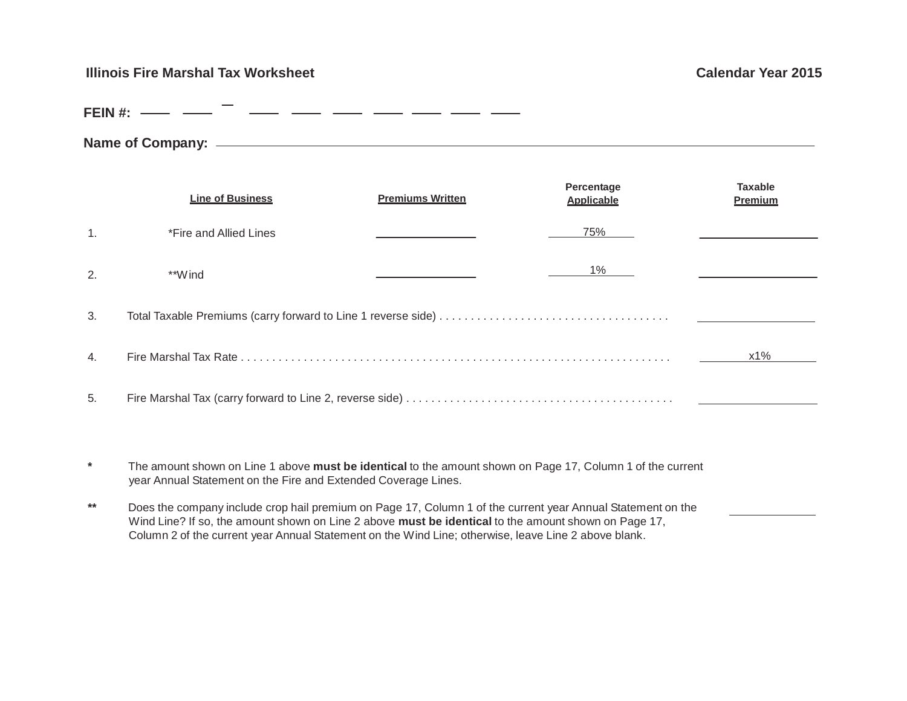**Illinois Fire Marshal Tax Worksheet** **Calendar Year 2015**

**FEIN #:** \_\_\_ \_\_\_ - \_\_\_ \_\_\_ \_\_\_ \_\_\_ \_\_\_ \_\_\_ \_\_\_

**Name of Company:** \_\_\_\_\_\_\_\_\_\_\_\_\_\_\_\_\_\_\_\_\_\_\_\_\_\_\_\_\_\_\_\_\_\_\_\_\_\_\_\_

| | Line of Business | Premiums Written | Percentage Applicable | Taxable Premium |
|---|---|---|---|---|
| 1. | *Fire and Allied Lines | | 75% | |
| 2. | **Wind | | 1% | |

3. Total Taxable Premiums (carry forward to Line 1 reverse side) . . . . . . . . . . . . . . . . . . . . . . . . . . . . . . . . . . . . . \_\_\_\_\_\_\_\_\_\_

4. Fire Marshal Tax Rate . . . . . . . . . . . . . . . . . . . . . . . . . . . . . . . . . . . . . . . . . . . . . . . . . . . . . . . . . . . . . . . . . . x1%

5. Fire Marshal Tax (carry forward to Line 2, reverse side) . . . . . . . . . . . . . . . . . . . . . . . . . . . . . . . . . . . . . . . . . . \_\_\_\_\_\_\_\_\_\_

\* The amount shown on Line 1 above **must be identical** to the amount shown on Page 17, Column 1 of the current year Annual Statement on the Fire and Extended Coverage Lines.

\*\* Does the company include crop hail premium on Page 17, Column 1 of the current year Annual Statement on the Wind Line? If so, the amount shown on Line 2 above **must be identical** to the amount shown on Page 17, Column 2 of the current year Annual Statement on the Wind Line; otherwise, leave Line 2 above blank. \_\_\_\_\_\_\_\_\_\_